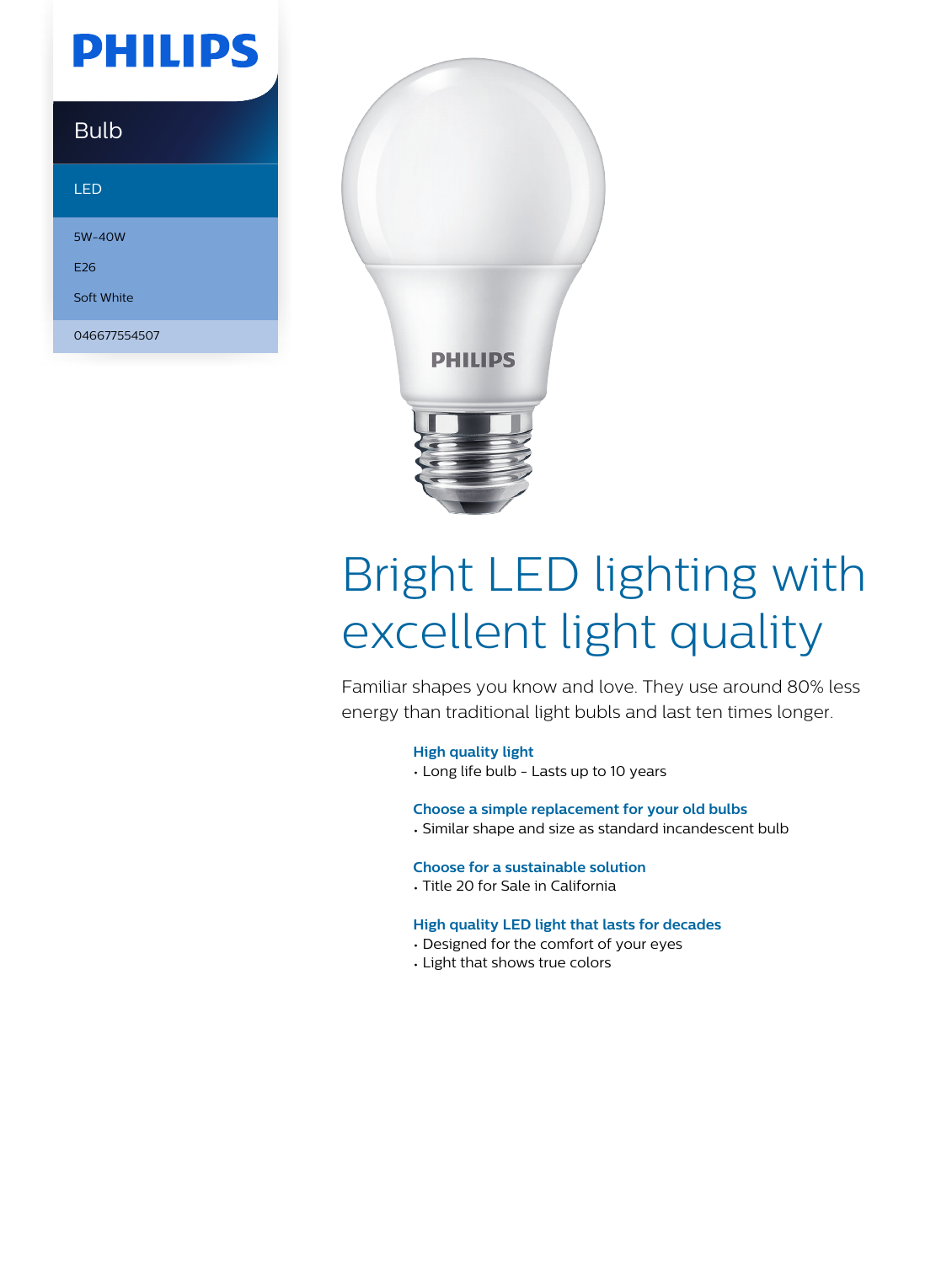PHILIPS

Bulb

LED

5W-40W

E26

Soft White

046677554507

# Bright LED lighting with excellent light quality

Familiar shapes you know and love. They use around 80% less energy than traditional light bulbs and last ten times longer.

### High quality light
- Long life bulb - Lasts up to 10 years

### Choose a simple replacement for your old bulbs
- Similar shape and size as standard incandescent bulb

### Choose for a sustainable solution
- Title 20 for Sale in California

### High quality LED light that lasts for decades
- Designed for the comfort of your eyes
- Light that shows true colors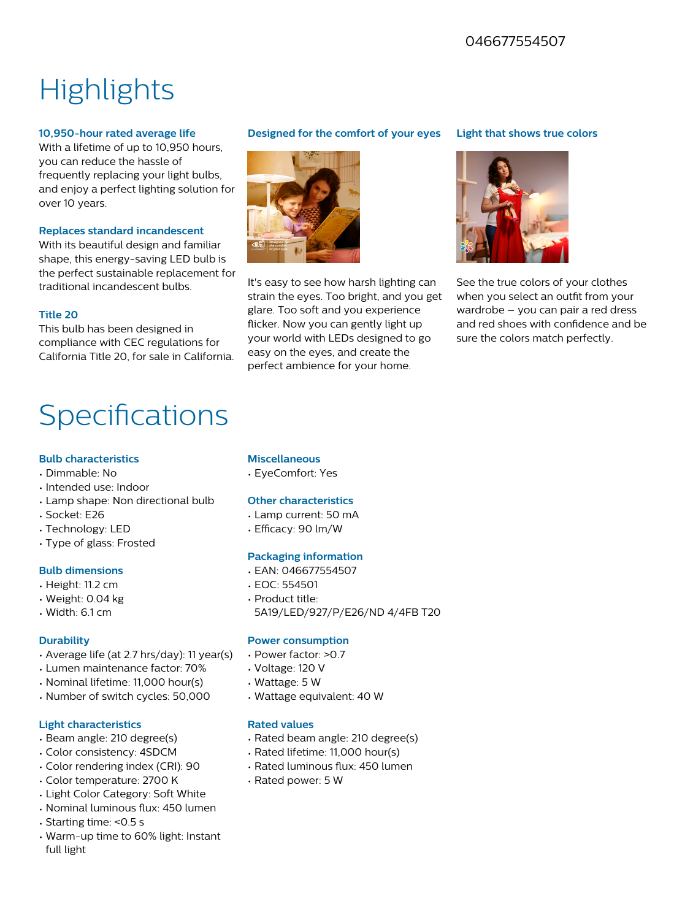# Highlights

### 10,950-hour rated average life

With a lifetime of up to 10,950 hours, you can reduce the hassle of frequently replacing your light bulbs, and enjoy a perfect lighting solution for over 10 years.

### Replaces standard incandescent

With its beautiful design and familiar shape, this energy-saving LED bulb is the perfect sustainable replacement for traditional incandescent bulbs.

### Title 20

This bulb has been designed in compliance with CEC regulations for California Title 20, for sale in California.

### Designed for the comfort of your eyes

It's easy to see how harsh lighting can strain the eyes. Too bright, and you get glare. Too soft and you experience flicker. Now you can gently light up your world with LEDs designed to go easy on the eyes, and create the perfect ambience for your home.

### Light that shows true colors

See the true colors of your clothes when you select an outfit from your wardrobe – you can pair a red dress and red shoes with confidence and be sure the colors match perfectly.

# Specifications

### Bulb characteristics

- Dimmable: No
- Intended use: Indoor
- Lamp shape: Non directional bulb
- Socket: E26
- Technology: LED
- Type of glass: Frosted

### Bulb dimensions

- Height: 11.2 cm
- Weight: 0.04 kg
- Width: 6.1 cm

### Durability

- Average life (at 2.7 hrs/day): 11 year(s)
- Lumen maintenance factor: 70%
- Nominal lifetime: 11,000 hour(s)
- Number of switch cycles: 50,000

### Light characteristics

- Beam angle: 210 degree(s)
- Color consistency: 4SDCM
- Color rendering index (CRI): 90
- Color temperature: 2700 K
- Light Color Category: Soft White
- Nominal luminous flux: 450 lumen
- Starting time: <0.5 s
- Warm-up time to 60% light: Instant full light

### Miscellaneous

- EyeComfort: Yes

### Other characteristics

- Lamp current: 50 mA
- Efficacy: 90 lm/W

### Packaging information

- EAN: 046677554507
- EOC: 554501
- Product title: 5A19/LED/927/P/E26/ND 4/4FB T20

### Power consumption

- Power factor: >0.7
- Voltage: 120 V
- Wattage: 5 W
- Wattage equivalent: 40 W

### Rated values

- Rated beam angle: 210 degree(s)
- Rated lifetime: 11,000 hour(s)
- Rated luminous flux: 450 lumen
- Rated power: 5 W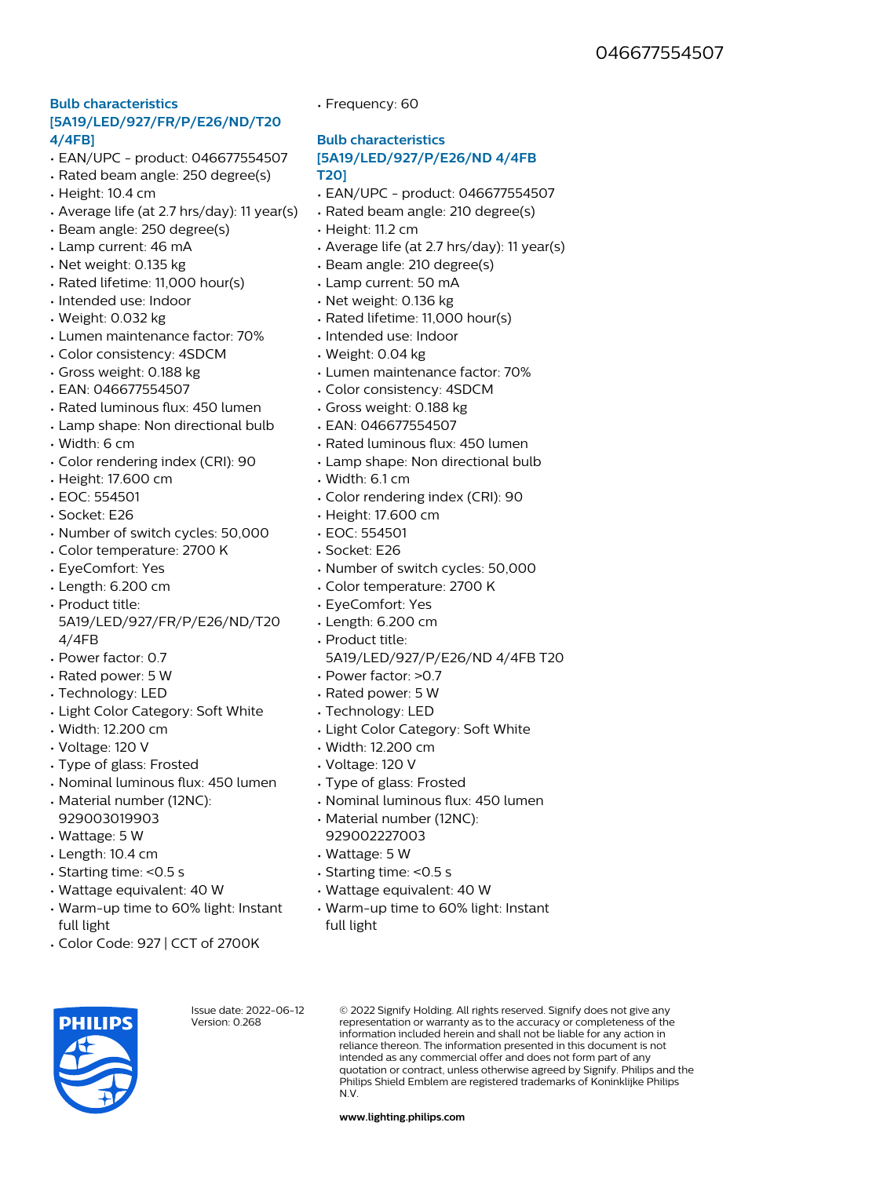- Frequency: 60

### Bulb characteristics [5A19/LED/927/FR/P/E26/ND/T20 4/4FB]

- EAN/UPC - product: 046677554507
- Rated beam angle: 250 degree(s)
- Height: 10.4 cm
- Average life (at 2.7 hrs/day): 11 year(s)
- Beam angle: 250 degree(s)
- Lamp current: 46 mA
- Net weight: 0.135 kg
- Rated lifetime: 11,000 hour(s)
- Intended use: Indoor
- Weight: 0.032 kg
- Lumen maintenance factor: 70%
- Color consistency: 4SDCM
- Gross weight: 0.188 kg
- EAN: 046677554507
- Rated luminous flux: 450 lumen
- Lamp shape: Non directional bulb
- Width: 6 cm
- Color rendering index (CRI): 90
- Height: 17.600 cm
- EOC: 554501
- Socket: E26
- Number of switch cycles: 50,000
- Color temperature: 2700 K
- EyeComfort: Yes
- Length: 6.200 cm
- Product title: 5A19/LED/927/FR/P/E26/ND/T20 4/4FB
- Power factor: 0.7
- Rated power: 5 W
- Technology: LED
- Light Color Category: Soft White
- Width: 12.200 cm
- Voltage: 120 V
- Type of glass: Frosted
- Nominal luminous flux: 450 lumen
- Material number (12NC): 929003019903
- Wattage: 5 W
- Length: 10.4 cm
- Starting time: <0.5 s
- Wattage equivalent: 40 W
- Warm-up time to 60% light: Instant full light
- Color Code: 927 | CCT of 2700K

### Bulb characteristics [5A19/LED/927/P/E26/ND 4/4FB T20]

- EAN/UPC - product: 046677554507
- Rated beam angle: 210 degree(s)
- Height: 11.2 cm
- Average life (at 2.7 hrs/day): 11 year(s)
- Beam angle: 210 degree(s)
- Lamp current: 50 mA
- Net weight: 0.136 kg
- Rated lifetime: 11,000 hour(s)
- Intended use: Indoor
- Weight: 0.04 kg
- Lumen maintenance factor: 70%
- Color consistency: 4SDCM
- Gross weight: 0.188 kg
- EAN: 046677554507
- Rated luminous flux: 450 lumen
- Lamp shape: Non directional bulb
- Width: 6.1 cm
- Color rendering index (CRI): 90
- Height: 17.600 cm
- EOC: 554501
- Socket: E26
- Number of switch cycles: 50,000
- Color temperature: 2700 K
- EyeComfort: Yes
- Length: 6.200 cm
- Product title: 5A19/LED/927/P/E26/ND 4/4FB T20
- Power factor: >0.7
- Rated power: 5 W
- Technology: LED
- Light Color Category: Soft White
- Width: 12.200 cm
- Voltage: 120 V
- Type of glass: Frosted
- Nominal luminous flux: 450 lumen
- Material number (12NC): 929002227003
- Wattage: 5 W
- Starting time: <0.5 s
- Wattage equivalent: 40 W
- Warm-up time to 60% light: Instant full light

Issue date: 2022-06-12
Version: 0.268

© 2022 Signify Holding. All rights reserved. Signify does not give any representation or warranty as to the accuracy or completeness of the information included herein and shall not be liable for any action in reliance thereon. The information presented in this document is not intended as any commercial offer and does not form part of any quotation or contract, unless otherwise agreed by Signify. Philips and the Philips Shield Emblem are registered trademarks of Koninklijke Philips N.V.

**www.lighting.philips.com**